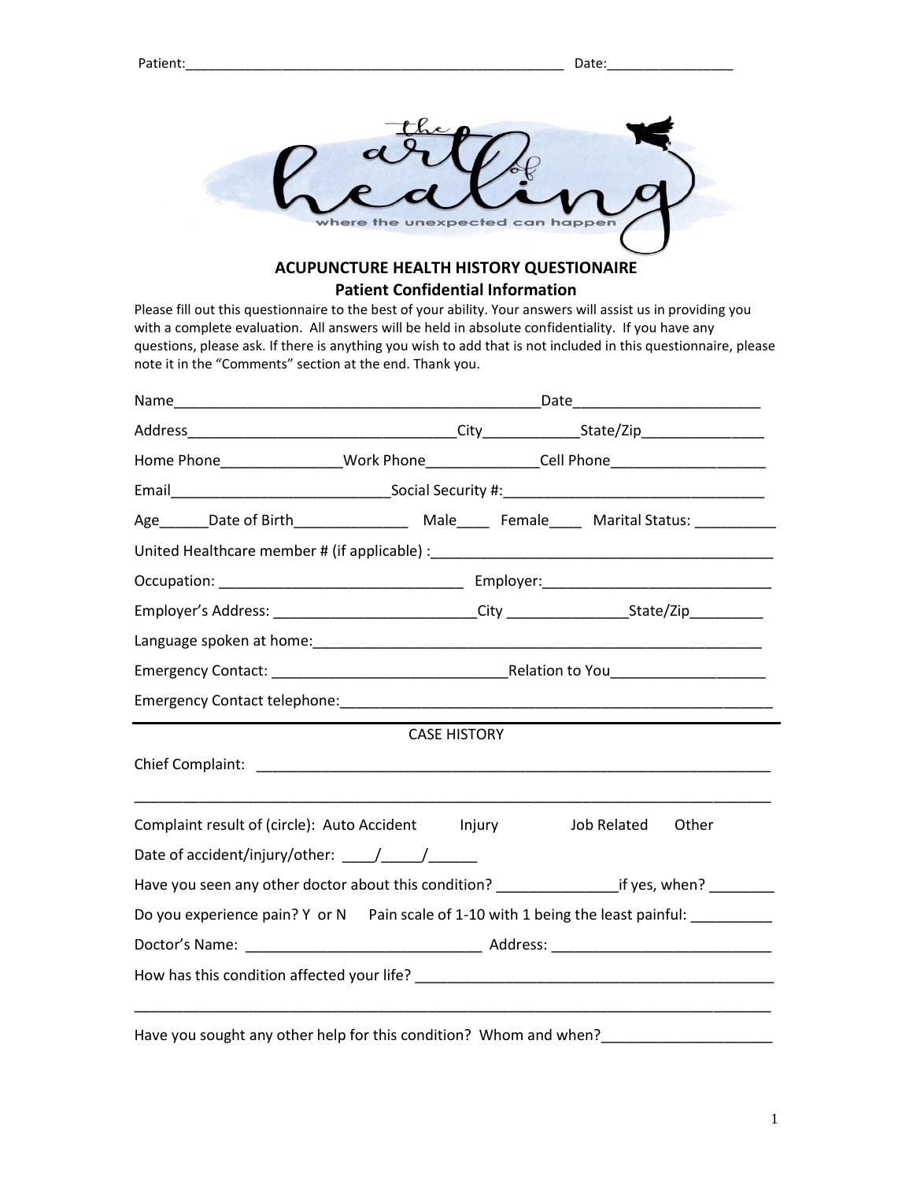Patient:_______________________________________________ Date:________________

the art of healing
where the unexpected can happen

## ACUPUNCTURE HEALTH HISTORY QUESTIONAIRE

### Patient Confidential Information

Please fill out this questionnaire to the best of your ability. Your answers will assist us in providing you with a complete evaluation. All answers will be held in absolute confidentiality. If you have any questions, please ask. If there is anything you wish to add that is not included in this questionnaire, please note it in the "Comments" section at the end. Thank you.

Name_______________________________________________Date_______________________

Address________________________________City___________State/Zip_______________

Home Phone_______________Work Phone______________Cell Phone___________________

Email___________________________Social Security #:_______________________________

Age______Date of Birth______________ Male____ Female____ Marital Status: __________

United Healthcare member # (if applicable) :_________________________________________

Occupation: _____________________________ Employer:___________________________

Employer's Address: ________________________City ______________State/Zip_________

Language spoken at home:_____________________________________________________

Emergency Contact: ____________________________Relation to You__________________

Emergency Contact telephone:__________________________________________________

---

CASE HISTORY

Chief Complaint: ______________________________________________________________

_____________________________________________________________________________

Complaint result of (circle): Auto Accident Injury Job Related Other

Date of accident/injury/other: ____/_____/______

Have you seen any other doctor about this condition? ______________if yes, when? ________

Do you experience pain? Y or N Pain scale of 1-10 with 1 being the least painful: __________

Doctor's Name: ____________________________ Address: __________________________

How has this condition affected your life? ___________________________________________

_____________________________________________________________________________

Have you sought any other help for this condition? Whom and when?____________________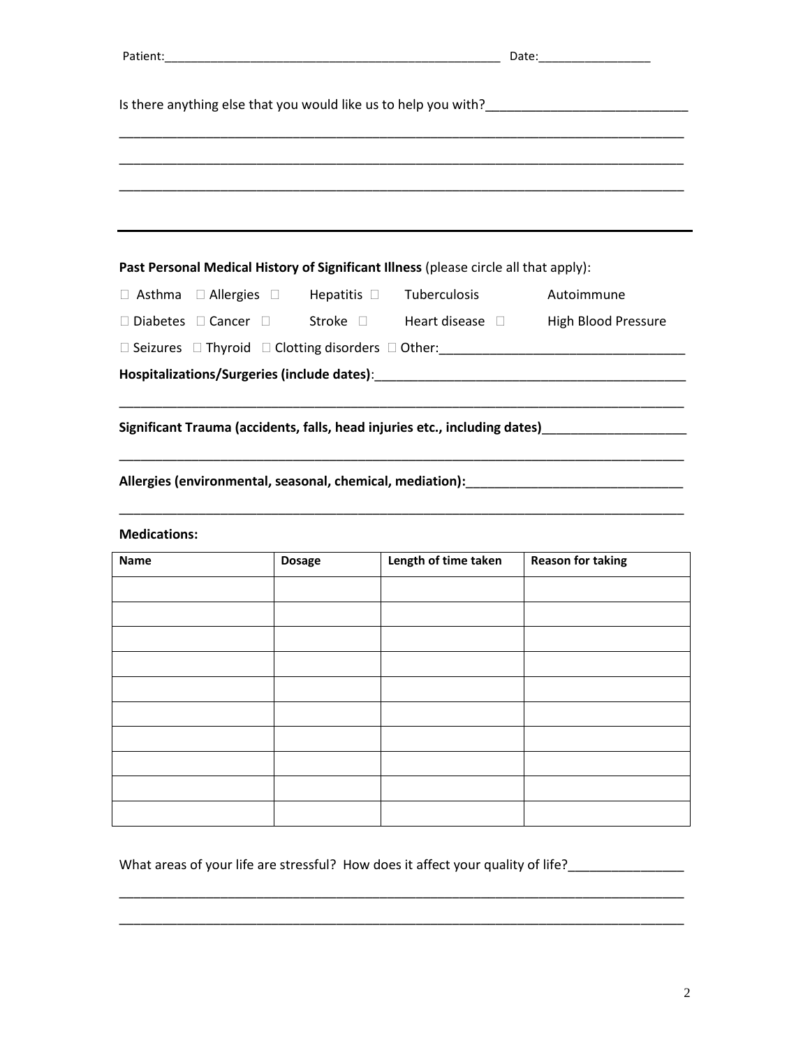Patient:\_\_\_\_\_\_\_\_\_\_\_\_\_\_\_\_\_\_\_\_\_\_\_\_\_\_\_\_\_\_\_\_\_\_\_\_\_\_\_\_\_\_\_\_\_\_\_\_\_\_ Date:\_\_\_\_\_\_\_\_\_\_\_\_\_\_\_\_\_

Is there anything else that you would like us to help you with?\_\_\_\_\_\_\_\_\_\_\_\_\_\_\_\_\_\_\_\_\_\_\_\_\_\_\_\_

\_\_\_\_\_\_\_\_\_\_\_\_\_\_\_\_\_\_\_\_\_\_\_\_\_\_\_\_\_\_\_\_\_\_\_\_\_\_\_\_\_\_\_\_\_\_\_\_\_\_\_\_\_\_\_\_\_\_\_\_\_\_\_\_\_\_\_\_\_\_\_\_\_\_\_\_\_\_\_\_\_

\_\_\_\_\_\_\_\_\_\_\_\_\_\_\_\_\_\_\_\_\_\_\_\_\_\_\_\_\_\_\_\_\_\_\_\_\_\_\_\_\_\_\_\_\_\_\_\_\_\_\_\_\_\_\_\_\_\_\_\_\_\_\_\_\_\_\_\_\_\_\_\_\_\_\_\_\_\_\_\_\_

\_\_\_\_\_\_\_\_\_\_\_\_\_\_\_\_\_\_\_\_\_\_\_\_\_\_\_\_\_\_\_\_\_\_\_\_\_\_\_\_\_\_\_\_\_\_\_\_\_\_\_\_\_\_\_\_\_\_\_\_\_\_\_\_\_\_\_\_\_\_\_\_\_\_\_\_\_\_\_\_\_

---

**Past Personal Medical History of Significant Illness** (please circle all that apply):

☐ Asthma ☐ Allergies ☐ Hepatitis ☐ Tuberculosis Autoimmune

☐ Diabetes ☐ Cancer ☐ Stroke ☐ Heart disease ☐ High Blood Pressure

☐ Seizures ☐ Thyroid ☐ Clotting disorders ☐ Other:\_\_\_\_\_\_\_\_\_\_\_\_\_\_\_\_\_\_\_\_\_\_\_\_\_\_\_\_\_\_\_\_\_\_\_

**Hospitalizations/Surgeries (include dates)**:\_\_\_\_\_\_\_\_\_\_\_\_\_\_\_\_\_\_\_\_\_\_\_\_\_\_\_\_\_\_\_\_\_\_\_\_\_\_\_\_\_\_\_\_

\_\_\_\_\_\_\_\_\_\_\_\_\_\_\_\_\_\_\_\_\_\_\_\_\_\_\_\_\_\_\_\_\_\_\_\_\_\_\_\_\_\_\_\_\_\_\_\_\_\_\_\_\_\_\_\_\_\_\_\_\_\_\_\_\_\_\_\_\_\_\_\_\_\_\_\_\_\_\_\_\_

**Significant Trauma (accidents, falls, head injuries etc., including dates)**\_\_\_\_\_\_\_\_\_\_\_\_\_\_\_\_\_\_\_\_\_

\_\_\_\_\_\_\_\_\_\_\_\_\_\_\_\_\_\_\_\_\_\_\_\_\_\_\_\_\_\_\_\_\_\_\_\_\_\_\_\_\_\_\_\_\_\_\_\_\_\_\_\_\_\_\_\_\_\_\_\_\_\_\_\_\_\_\_\_\_\_\_\_\_\_\_\_\_\_\_\_\_

**Allergies (environmental, seasonal, chemical, mediation):**\_\_\_\_\_\_\_\_\_\_\_\_\_\_\_\_\_\_\_\_\_\_\_\_\_\_\_\_\_\_\_

\_\_\_\_\_\_\_\_\_\_\_\_\_\_\_\_\_\_\_\_\_\_\_\_\_\_\_\_\_\_\_\_\_\_\_\_\_\_\_\_\_\_\_\_\_\_\_\_\_\_\_\_\_\_\_\_\_\_\_\_\_\_\_\_\_\_\_\_\_\_\_\_\_\_\_\_\_\_\_\_\_

**Medications:**

| Name | Dosage | Length of time taken | Reason for taking |
|---|---|---|---|
| | | | |
| | | | |
| | | | |
| | | | |
| | | | |
| | | | |
| | | | |
| | | | |
| | | | |
| | | | |

What areas of your life are stressful? How does it affect your quality of life?\_\_\_\_\_\_\_\_\_\_\_\_\_\_\_\_\_

\_\_\_\_\_\_\_\_\_\_\_\_\_\_\_\_\_\_\_\_\_\_\_\_\_\_\_\_\_\_\_\_\_\_\_\_\_\_\_\_\_\_\_\_\_\_\_\_\_\_\_\_\_\_\_\_\_\_\_\_\_\_\_\_\_\_\_\_\_\_\_\_\_\_\_\_\_\_\_\_\_

\_\_\_\_\_\_\_\_\_\_\_\_\_\_\_\_\_\_\_\_\_\_\_\_\_\_\_\_\_\_\_\_\_\_\_\_\_\_\_\_\_\_\_\_\_\_\_\_\_\_\_\_\_\_\_\_\_\_\_\_\_\_\_\_\_\_\_\_\_\_\_\_\_\_\_\_\_\_\_\_\_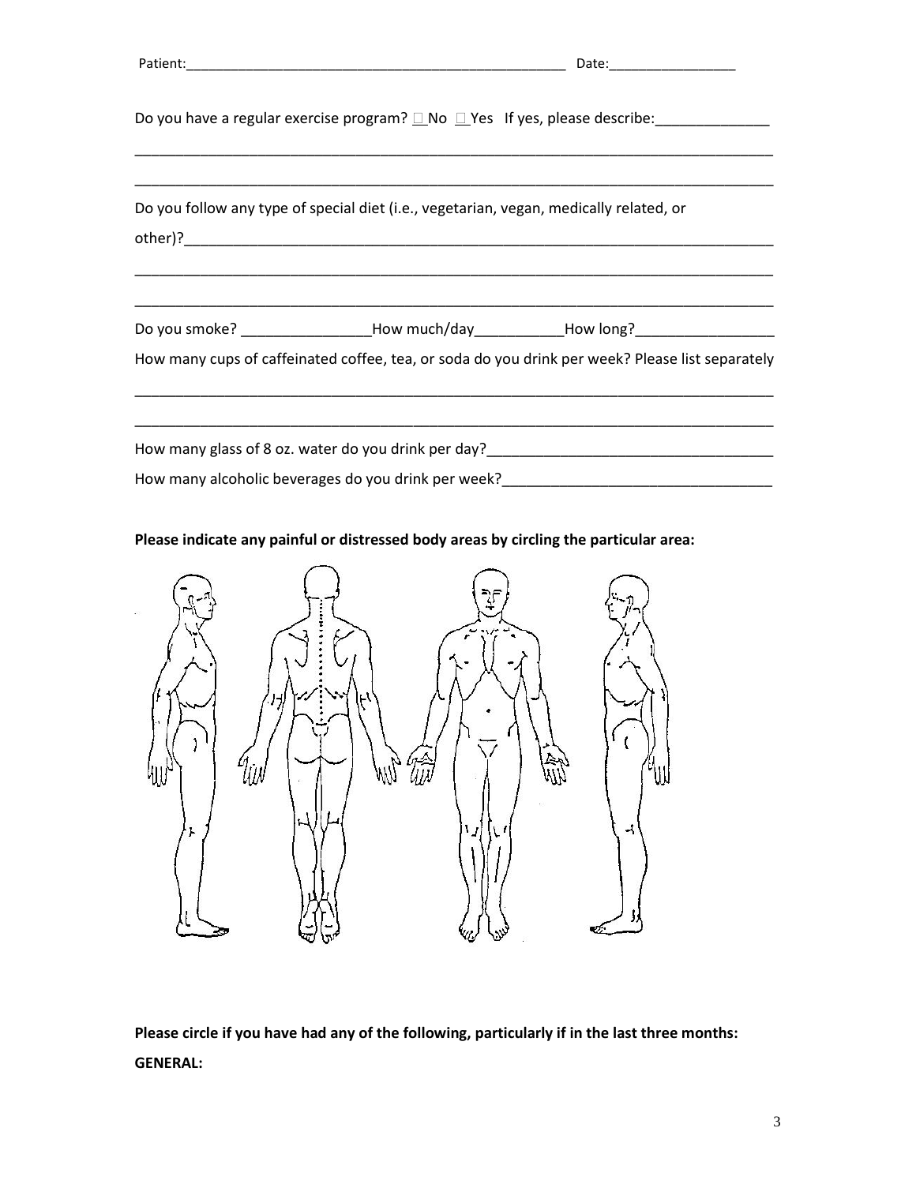Patient:\_\_\_\_\_\_\_\_\_\_\_\_\_\_\_\_\_\_\_\_\_\_\_\_\_\_\_\_\_\_\_\_\_\_\_\_\_\_\_\_\_\_\_\_\_\_\_\_ Date:\_\_\_\_\_\_\_\_\_\_\_\_\_\_\_\_

Do you have a regular exercise program? ☐ No ☐ Yes If yes, please describe:\_\_\_\_\_\_\_\_\_\_\_\_\_\_

\_\_\_\_\_\_\_\_\_\_\_\_\_\_\_\_\_\_\_\_\_\_\_\_\_\_\_\_\_\_\_\_\_\_\_\_\_\_\_\_\_\_\_\_\_\_\_\_\_\_\_\_\_\_\_\_\_\_\_\_\_\_\_\_\_\_\_\_\_\_\_\_\_\_\_\_\_\_

\_\_\_\_\_\_\_\_\_\_\_\_\_\_\_\_\_\_\_\_\_\_\_\_\_\_\_\_\_\_\_\_\_\_\_\_\_\_\_\_\_\_\_\_\_\_\_\_\_\_\_\_\_\_\_\_\_\_\_\_\_\_\_\_\_\_\_\_\_\_\_\_\_\_\_\_\_\_

Do you follow any type of special diet (i.e., vegetarian, vegan, medically related, or other)?\_\_\_\_\_\_\_\_\_\_\_\_\_\_\_\_\_\_\_\_\_\_\_\_\_\_\_\_\_\_\_\_\_\_\_\_\_\_\_\_\_\_\_\_\_\_\_\_\_\_\_\_\_\_\_\_\_\_\_\_\_\_\_\_\_\_\_\_\_\_

\_\_\_\_\_\_\_\_\_\_\_\_\_\_\_\_\_\_\_\_\_\_\_\_\_\_\_\_\_\_\_\_\_\_\_\_\_\_\_\_\_\_\_\_\_\_\_\_\_\_\_\_\_\_\_\_\_\_\_\_\_\_\_\_\_\_\_\_\_\_\_\_\_\_\_\_\_\_

\_\_\_\_\_\_\_\_\_\_\_\_\_\_\_\_\_\_\_\_\_\_\_\_\_\_\_\_\_\_\_\_\_\_\_\_\_\_\_\_\_\_\_\_\_\_\_\_\_\_\_\_\_\_\_\_\_\_\_\_\_\_\_\_\_\_\_\_\_\_\_\_\_\_\_\_\_\_

Do you smoke? \_\_\_\_\_\_\_\_\_\_\_\_\_\_\_\_How much/day\_\_\_\_\_\_\_\_\_\_\_How long?\_\_\_\_\_\_\_\_\_\_\_\_\_\_\_\_\_

How many cups of caffeinated coffee, tea, or soda do you drink per week? Please list separately

\_\_\_\_\_\_\_\_\_\_\_\_\_\_\_\_\_\_\_\_\_\_\_\_\_\_\_\_\_\_\_\_\_\_\_\_\_\_\_\_\_\_\_\_\_\_\_\_\_\_\_\_\_\_\_\_\_\_\_\_\_\_\_\_\_\_\_\_\_\_\_\_\_\_\_\_\_\_

\_\_\_\_\_\_\_\_\_\_\_\_\_\_\_\_\_\_\_\_\_\_\_\_\_\_\_\_\_\_\_\_\_\_\_\_\_\_\_\_\_\_\_\_\_\_\_\_\_\_\_\_\_\_\_\_\_\_\_\_\_\_\_\_\_\_\_\_\_\_\_\_\_\_\_\_\_\_

How many glass of 8 oz. water do you drink per day?\_\_\_\_\_\_\_\_\_\_\_\_\_\_\_\_\_\_\_\_\_\_\_\_\_\_\_\_\_\_\_\_\_\_\_

How many alcoholic beverages do you drink per week?\_\_\_\_\_\_\_\_\_\_\_\_\_\_\_\_\_\_\_\_\_\_\_\_\_\_\_\_\_\_\_\_\_

**Please indicate any painful or distressed body areas by circling the particular area:**

**Please circle if you have had any of the following, particularly if in the last three months:**

**GENERAL:**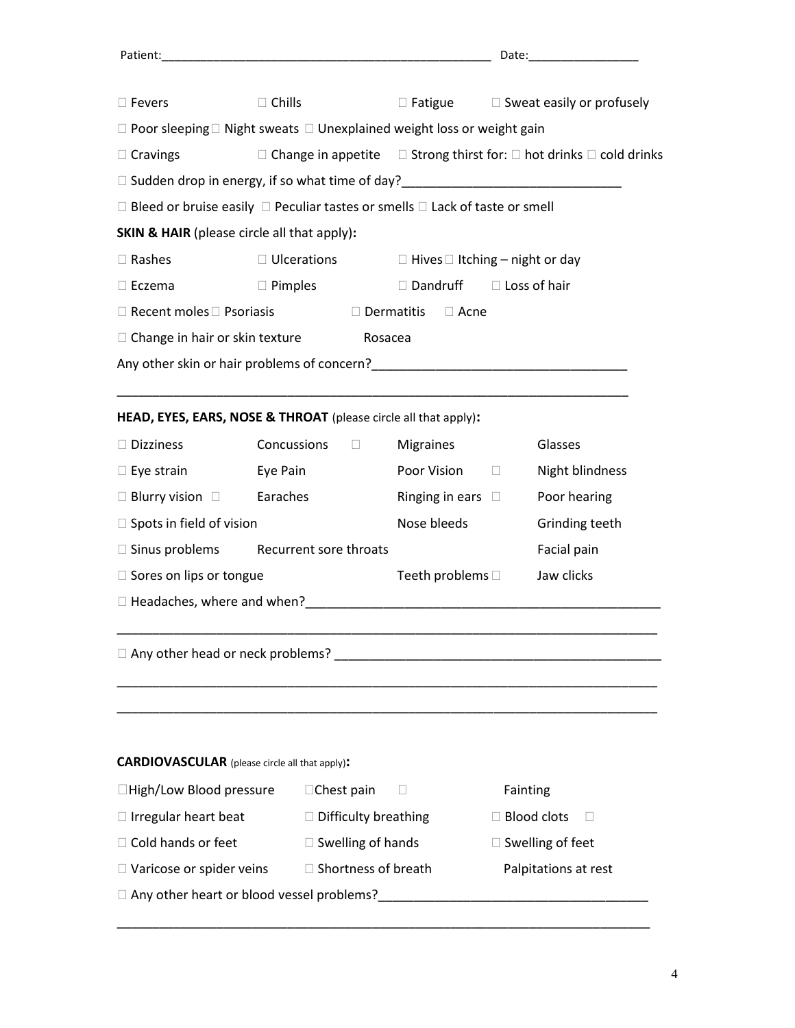Patient:_______________________________________________ Date:_______________

☐ Fevers ☐ Chills ☐ Fatigue ☐ Sweat easily or profusely

☐ Poor sleeping ☐ Night sweats ☐ Unexplained weight loss or weight gain

☐ Cravings ☐ Change in appetite ☐ Strong thirst for: ☐ hot drinks ☐ cold drinks

☐ Sudden drop in energy, if so what time of day?____________________________

☐ Bleed or bruise easily ☐ Peculiar tastes or smells ☐ Lack of taste or smell

**SKIN & HAIR** (please circle all that apply)**:**

☐ Rashes ☐ Ulcerations ☐ Hives ☐ Itching – night or day

☐ Eczema ☐ Pimples ☐ Dandruff ☐ Loss of hair

☐ Recent moles ☐ Psoriasis ☐ Dermatitis ☐ Acne

☐ Change in hair or skin texture Rosacea

Any other skin or hair problems of concern?________________________________

_________________________________________________________________________

**HEAD, EYES, EARS, NOSE & THROAT** (please circle all that apply)**:**

☐ Dizziness Concussions ☐ Migraines Glasses

☐ Eye strain Eye Pain Poor Vision ☐ Night blindness

☐ Blurry vision ☐ Earaches Ringing in ears ☐ Poor hearing

☐ Spots in field of vision Nose bleeds Grinding teeth

☐ Sinus problems Recurrent sore throats Facial pain

☐ Sores on lips or tongue Teeth problems ☐ Jaw clicks

☐ Headaches, where and when?_______________________________________________

_________________________________________________________________________

☐ Any other head or neck problems? __________________________________________

_________________________________________________________________________

_________________________________________________________________________

**CARDIOVASCULAR** (please circle all that apply)**:**

☐ High/Low Blood pressure ☐ Chest pain ☐ Fainting

☐ Irregular heart beat ☐ Difficulty breathing ☐ Blood clots ☐

☐ Cold hands or feet ☐ Swelling of hands ☐ Swelling of feet

☐ Varicose or spider veins ☐ Shortness of breath Palpitations at rest

☐ Any other heart or blood vessel problems?___________________________________

_________________________________________________________________________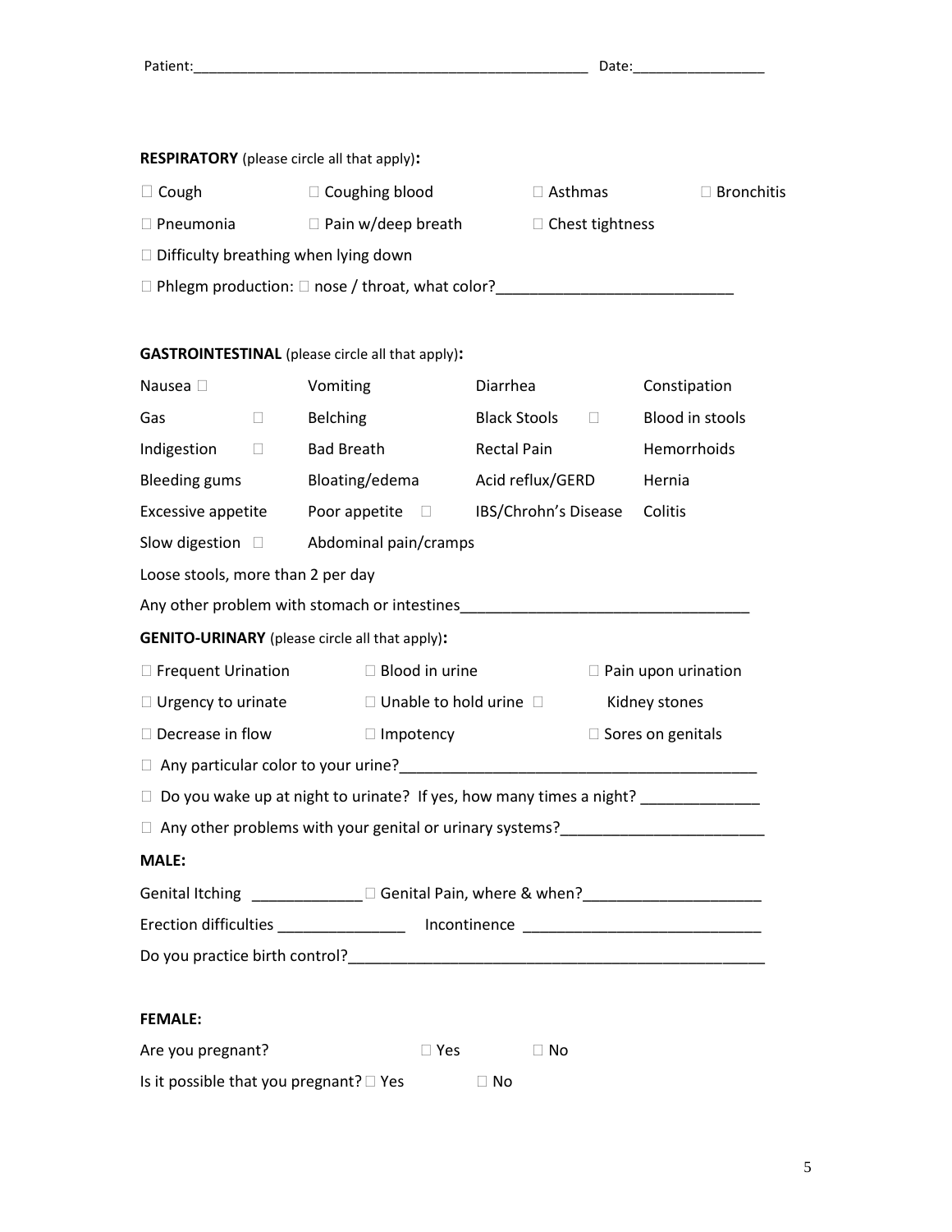Patient:\_\_\_\_\_\_\_\_\_\_\_\_\_\_\_\_\_\_\_\_\_\_\_\_\_\_\_\_\_\_\_\_\_\_\_\_\_\_\_\_\_\_\_\_\_\_\_\_\_\_ Date:\_\_\_\_\_\_\_\_\_\_\_\_\_\_\_\_\_

**RESPIRATORY** (please circle all that apply)**:**

| | | | |
|---|---|---|---|
| ☐ Cough | ☐ Coughing blood | ☐ Asthmas | ☐ Bronchitis |
| ☐ Pneumonia | ☐ Pain w/deep breath | ☐ Chest tightness | |

☐ Difficulty breathing when lying down

☐ Phlegm production: ☐ nose / throat, what color?\_\_\_\_\_\_\_\_\_\_\_\_\_\_\_\_\_\_\_\_\_\_\_\_\_\_\_\_

**GASTROINTESTINAL** (please circle all that apply)**:**

| | | | |
|---|---|---|---|
| Nausea ☐ | Vomiting | Diarrhea | Constipation |
| Gas ☐ | Belching | Black Stools ☐ | Blood in stools |
| Indigestion ☐ | Bad Breath | Rectal Pain | Hemorrhoids |
| Bleeding gums | Bloating/edema | Acid reflux/GERD | Hernia |
| Excessive appetite | Poor appetite ☐ | IBS/Chrohn's Disease | Colitis |
| Slow digestion ☐ | Abdominal pain/cramps | | |

Loose stools, more than 2 per day

Any other problem with stomach or intestines\_\_\_\_\_\_\_\_\_\_\_\_\_\_\_\_\_\_\_\_\_\_\_\_\_\_\_\_\_\_\_\_\_\_\_

**GENITO-URINARY** (please circle all that apply)**:**

| | | |
|---|---|---|
| ☐ Frequent Urination | ☐ Blood in urine | ☐ Pain upon urination |
| ☐ Urgency to urinate | ☐ Unable to hold urine ☐ | Kidney stones |
| ☐ Decrease in flow | ☐ Impotency | ☐ Sores on genitals |

☐ Any particular color to your urine?\_\_\_\_\_\_\_\_\_\_\_\_\_\_\_\_\_\_\_\_\_\_\_\_\_\_\_\_\_\_\_\_\_\_\_\_\_\_\_\_\_\_

☐ Do you wake up at night to urinate? If yes, how many times a night? \_\_\_\_\_\_\_\_\_\_\_\_\_\_

☐ Any other problems with your genital or urinary systems?\_\_\_\_\_\_\_\_\_\_\_\_\_\_\_\_\_\_\_\_\_\_\_\_

**MALE:**

Genital Itching \_\_\_\_\_\_\_\_\_\_\_\_\_\_ ☐ Genital Pain, where & when?\_\_\_\_\_\_\_\_\_\_\_\_\_\_\_\_\_\_\_\_\_\_

Erection difficulties \_\_\_\_\_\_\_\_\_\_\_\_\_\_\_\_ Incontinence \_\_\_\_\_\_\_\_\_\_\_\_\_\_\_\_\_\_\_\_\_\_\_\_\_\_\_\_

Do you practice birth control?\_\_\_\_\_\_\_\_\_\_\_\_\_\_\_\_\_\_\_\_\_\_\_\_\_\_\_\_\_\_\_\_\_\_\_\_\_\_\_\_\_\_\_\_\_\_\_\_\_

**FEMALE:**

Are you pregnant? ☐ Yes ☐ No

Is it possible that you pregnant? ☐ Yes ☐ No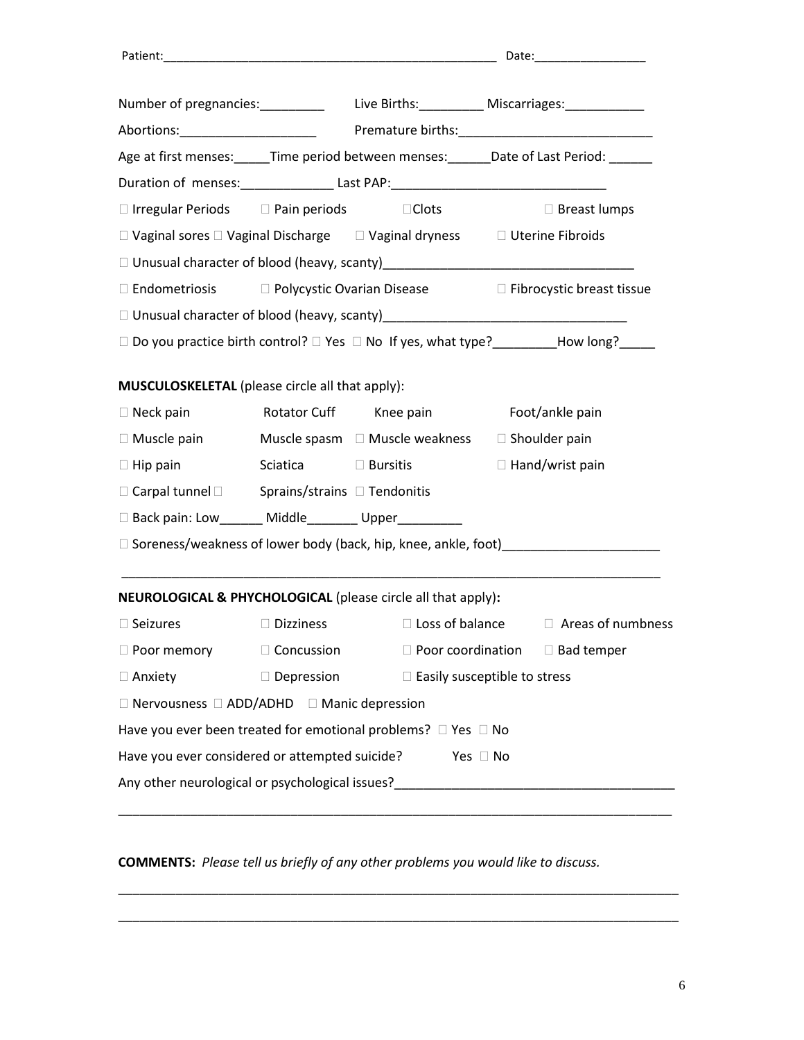Patient:\_\_\_\_\_\_\_\_\_\_\_\_\_\_\_\_\_\_\_\_\_\_\_\_\_\_\_\_\_\_\_\_\_\_\_\_\_\_\_\_\_\_\_\_\_\_\_\_\_\_ Date:\_\_\_\_\_\_\_\_\_\_\_\_\_\_\_\_\_

Number of pregnancies:\_\_\_\_\_\_\_\_\_ Live Births:\_\_\_\_\_\_\_\_\_ Miscarriages:\_\_\_\_\_\_\_\_\_\_\_

Abortions:\_\_\_\_\_\_\_\_\_\_\_\_\_\_\_\_\_\_\_ Premature births:\_\_\_\_\_\_\_\_\_\_\_\_\_\_\_\_\_\_\_\_\_\_\_\_\_\_\_

Age at first menses:\_\_\_\_\_Time period between menses:\_\_\_\_\_\_Date of Last Period: \_\_\_\_\_\_

Duration of menses:\_\_\_\_\_\_\_\_\_\_\_\_\_ Last PAP:\_\_\_\_\_\_\_\_\_\_\_\_\_\_\_\_\_\_\_\_\_\_\_\_\_\_\_\_\_\_

□ Irregular Periods □ Pain periods □Clots □ Breast lumps

□ Vaginal sores □ Vaginal Discharge □ Vaginal dryness □ Uterine Fibroids

□ Unusual character of blood (heavy, scanty)\_\_\_\_\_\_\_\_\_\_\_\_\_\_\_\_\_\_\_\_\_\_\_\_\_\_\_\_\_\_\_\_\_\_

□ Endometriosis □ Polycystic Ovarian Disease □ Fibrocystic breast tissue

□ Unusual character of blood (heavy, scanty)\_\_\_\_\_\_\_\_\_\_\_\_\_\_\_\_\_\_\_\_\_\_\_\_\_\_\_\_\_\_\_\_\_\_

□ Do you practice birth control? □ Yes □ No If yes, what type?\_\_\_\_\_\_\_\_\_How long?\_\_\_\_\_

**MUSCULOSKELETAL** (please circle all that apply):

□ Neck pain Rotator Cuff Knee pain Foot/ankle pain

□ Muscle pain Muscle spasm □ Muscle weakness □ Shoulder pain

□ Hip pain Sciatica □ Bursitis □ Hand/wrist pain

□ Carpal tunnel □ Sprains/strains □ Tendonitis

□ Back pain: Low\_\_\_\_\_\_ Middle\_\_\_\_\_\_\_ Upper\_\_\_\_\_\_\_\_\_

□ Soreness/weakness of lower body (back, hip, knee, ankle, foot)\_\_\_\_\_\_\_\_\_\_\_\_\_\_\_\_\_\_\_\_\_\_

\_\_\_\_\_\_\_\_\_\_\_\_\_\_\_\_\_\_\_\_\_\_\_\_\_\_\_\_\_\_\_\_\_\_\_\_\_\_\_\_\_\_\_\_\_\_\_\_\_\_\_\_\_\_\_\_\_\_\_\_\_\_\_\_\_\_\_\_\_\_\_\_\_\_\_\_\_

**NEUROLOGICAL & PHYCHOLOGICAL** (please circle all that apply)**:**

□ Seizures □ Dizziness □ Loss of balance □ Areas of numbness

□ Poor memory □ Concussion □ Poor coordination □ Bad temper

□ Anxiety □ Depression □ Easily susceptible to stress

□ Nervousness □ ADD/ADHD □ Manic depression

Have you ever been treated for emotional problems? □ Yes □ No

Have you ever considered or attempted suicide? Yes □ No

Any other neurological or psychological issues?\_\_\_\_\_\_\_\_\_\_\_\_\_\_\_\_\_\_\_\_\_\_\_\_\_\_\_\_\_\_\_\_\_\_\_\_\_\_\_

\_\_\_\_\_\_\_\_\_\_\_\_\_\_\_\_\_\_\_\_\_\_\_\_\_\_\_\_\_\_\_\_\_\_\_\_\_\_\_\_\_\_\_\_\_\_\_\_\_\_\_\_\_\_\_\_\_\_\_\_\_\_\_\_\_\_\_\_\_\_\_\_\_\_\_\_\_

**COMMENTS:** *Please tell us briefly of any other problems you would like to discuss.*

\_\_\_\_\_\_\_\_\_\_\_\_\_\_\_\_\_\_\_\_\_\_\_\_\_\_\_\_\_\_\_\_\_\_\_\_\_\_\_\_\_\_\_\_\_\_\_\_\_\_\_\_\_\_\_\_\_\_\_\_\_\_\_\_\_\_\_\_\_\_\_\_\_\_\_\_\_

\_\_\_\_\_\_\_\_\_\_\_\_\_\_\_\_\_\_\_\_\_\_\_\_\_\_\_\_\_\_\_\_\_\_\_\_\_\_\_\_\_\_\_\_\_\_\_\_\_\_\_\_\_\_\_\_\_\_\_\_\_\_\_\_\_\_\_\_\_\_\_\_\_\_\_\_\_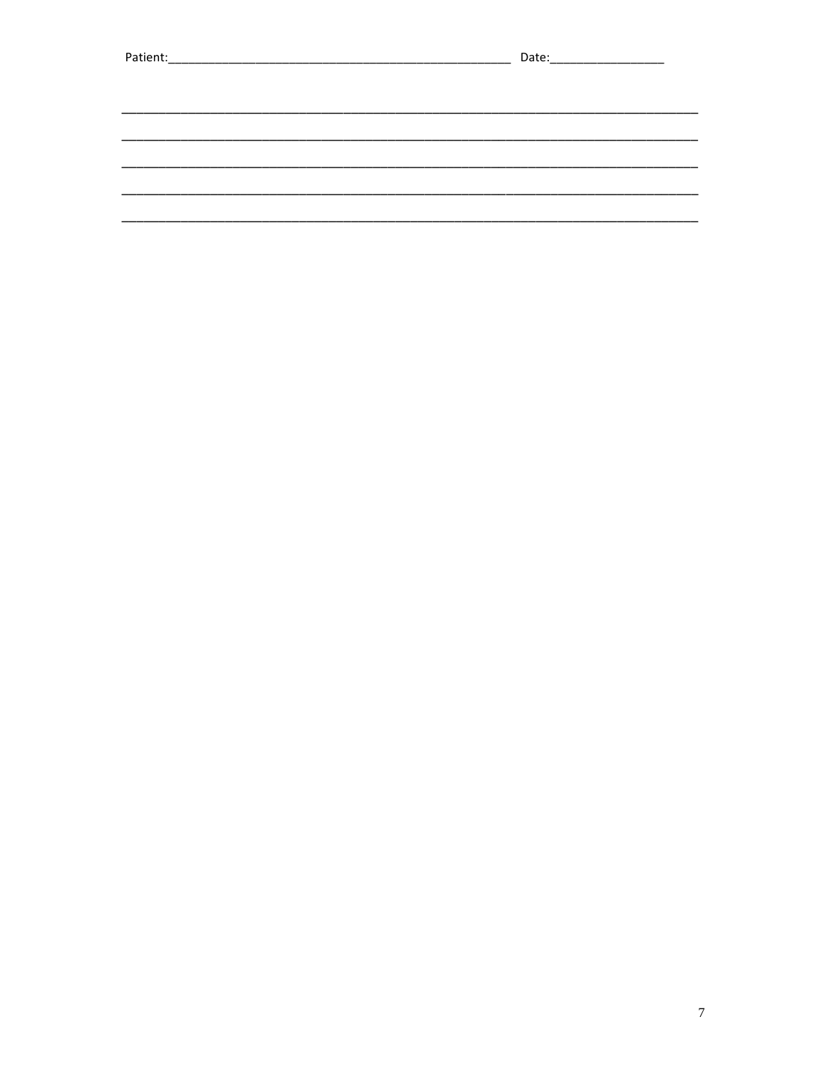Patient:____________________________________________________ Date:_________________

_____________________________________________________________________________

_____________________________________________________________________________

_____________________________________________________________________________

_____________________________________________________________________________

_____________________________________________________________________________